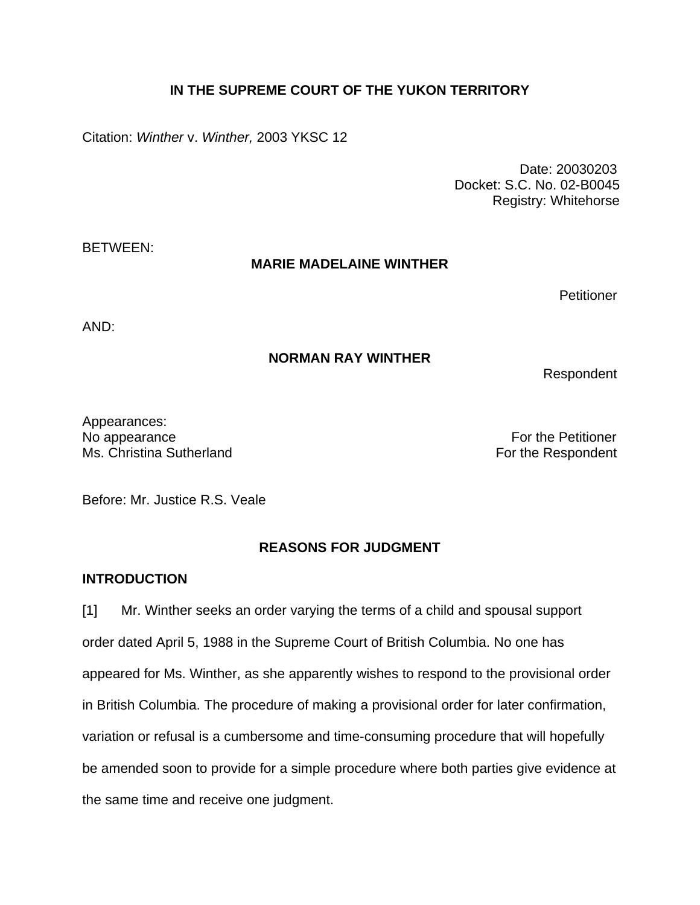**IN THE SUPREME COURT OF THE YUKON TERRITORY**

Citation: *Winther* v. *Winther,* 2003 YKSC 12

Date: 20030203
Docket: S.C. No. 02-B0045
Registry: Whitehorse

BETWEEN:

**MARIE MADELAINE WINTHER**

Petitioner

AND:

**NORMAN RAY WINTHER**

Respondent

Appearances:
No appearance — For the Petitioner
Ms. Christina Sutherland — For the Respondent

Before: Mr. Justice R.S. Veale

**REASONS FOR JUDGMENT**

**INTRODUCTION**

[1] Mr. Winther seeks an order varying the terms of a child and spousal support order dated April 5, 1988 in the Supreme Court of British Columbia. No one has appeared for Ms. Winther, as she apparently wishes to respond to the provisional order in British Columbia. The procedure of making a provisional order for later confirmation, variation or refusal is a cumbersome and time-consuming procedure that will hopefully be amended soon to provide for a simple procedure where both parties give evidence at the same time and receive one judgment.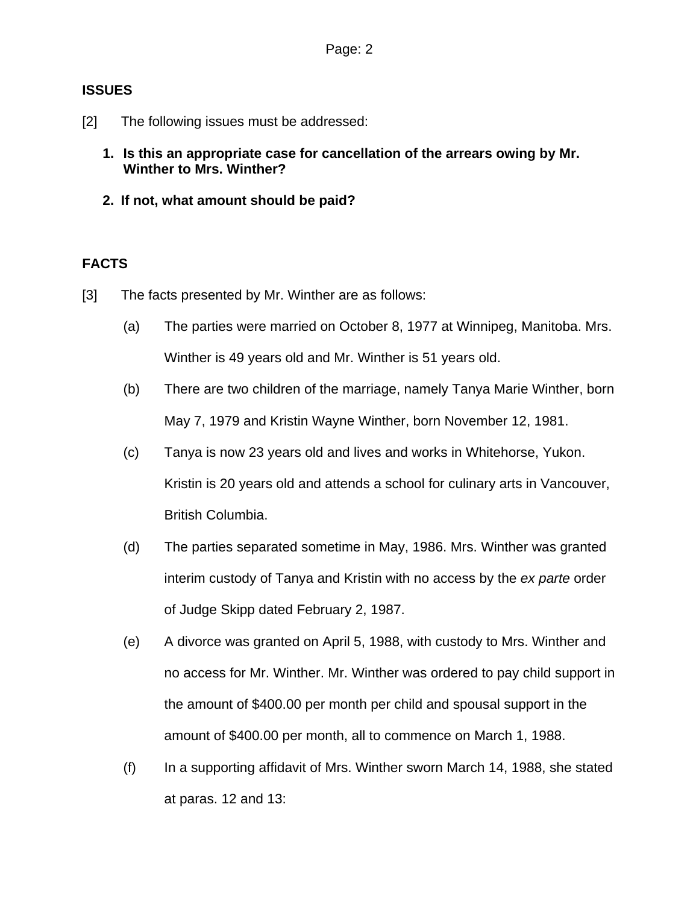## ISSUES

[2] The following issues must be addressed:

1. **Is this an appropriate case for cancellation of the arrears owing by Mr. Winther to Mrs. Winther?**

2. **If not, what amount should be paid?**

## FACTS

[3] The facts presented by Mr. Winther are as follows:

(a) The parties were married on October 8, 1977 at Winnipeg, Manitoba. Mrs. Winther is 49 years old and Mr. Winther is 51 years old.

(b) There are two children of the marriage, namely Tanya Marie Winther, born May 7, 1979 and Kristin Wayne Winther, born November 12, 1981.

(c) Tanya is now 23 years old and lives and works in Whitehorse, Yukon. Kristin is 20 years old and attends a school for culinary arts in Vancouver, British Columbia.

(d) The parties separated sometime in May, 1986. Mrs. Winther was granted interim custody of Tanya and Kristin with no access by the *ex parte* order of Judge Skipp dated February 2, 1987.

(e) A divorce was granted on April 5, 1988, with custody to Mrs. Winther and no access for Mr. Winther. Mr. Winther was ordered to pay child support in the amount of $400.00 per month per child and spousal support in the amount of $400.00 per month, all to commence on March 1, 1988.

(f) In a supporting affidavit of Mrs. Winther sworn March 14, 1988, she stated at paras. 12 and 13: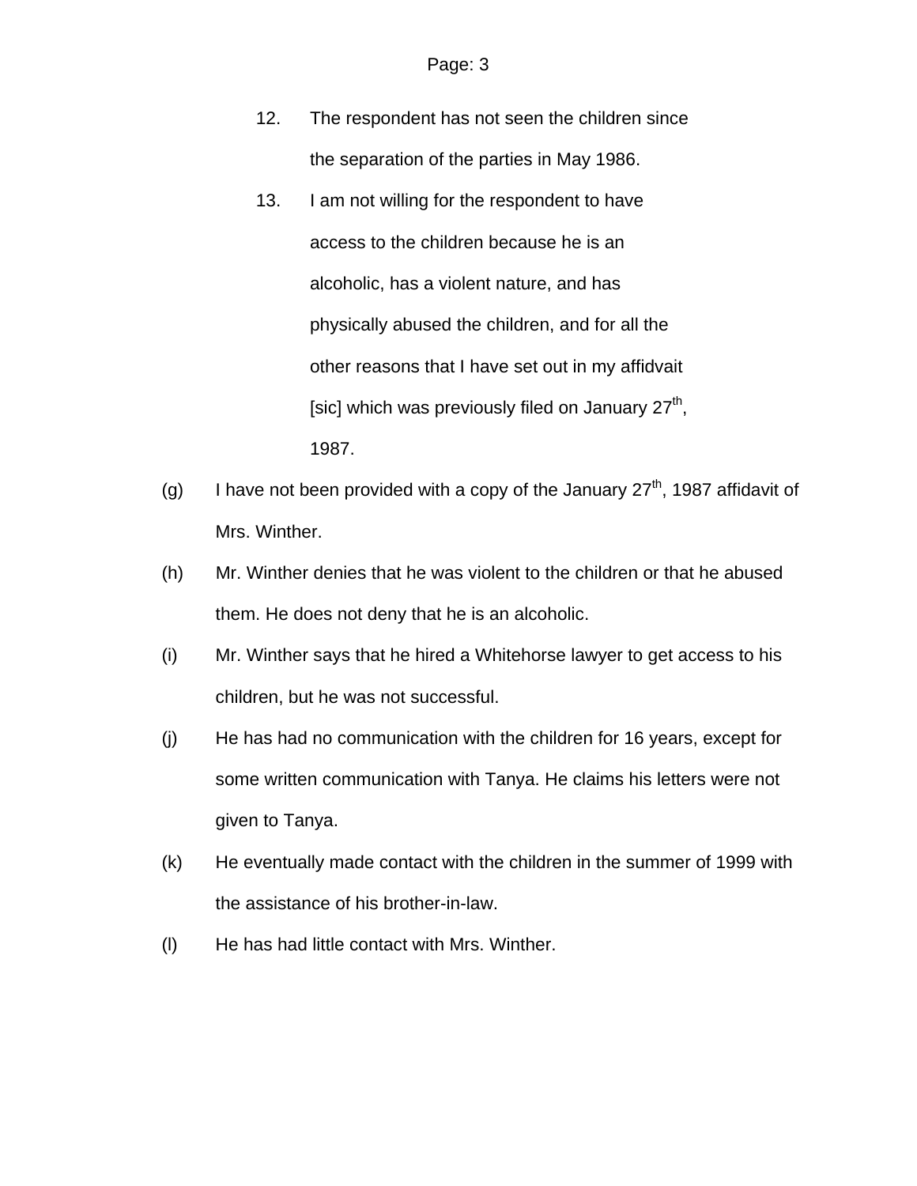> 12. The respondent has not seen the children since the separation of the parties in May 1986.
>
> 13. I am not willing for the respondent to have access to the children because he is an alcoholic, has a violent nature, and has physically abused the children, and for all the other reasons that I have set out in my affidvait [sic] which was previously filed on January 27th, 1987.

(g) I have not been provided with a copy of the January 27th, 1987 affidavit of Mrs. Winther.

(h) Mr. Winther denies that he was violent to the children or that he abused them. He does not deny that he is an alcoholic.

(i) Mr. Winther says that he hired a Whitehorse lawyer to get access to his children, but he was not successful.

(j) He has had no communication with the children for 16 years, except for some written communication with Tanya. He claims his letters were not given to Tanya.

(k) He eventually made contact with the children in the summer of 1999 with the assistance of his brother-in-law.

(l) He has had little contact with Mrs. Winther.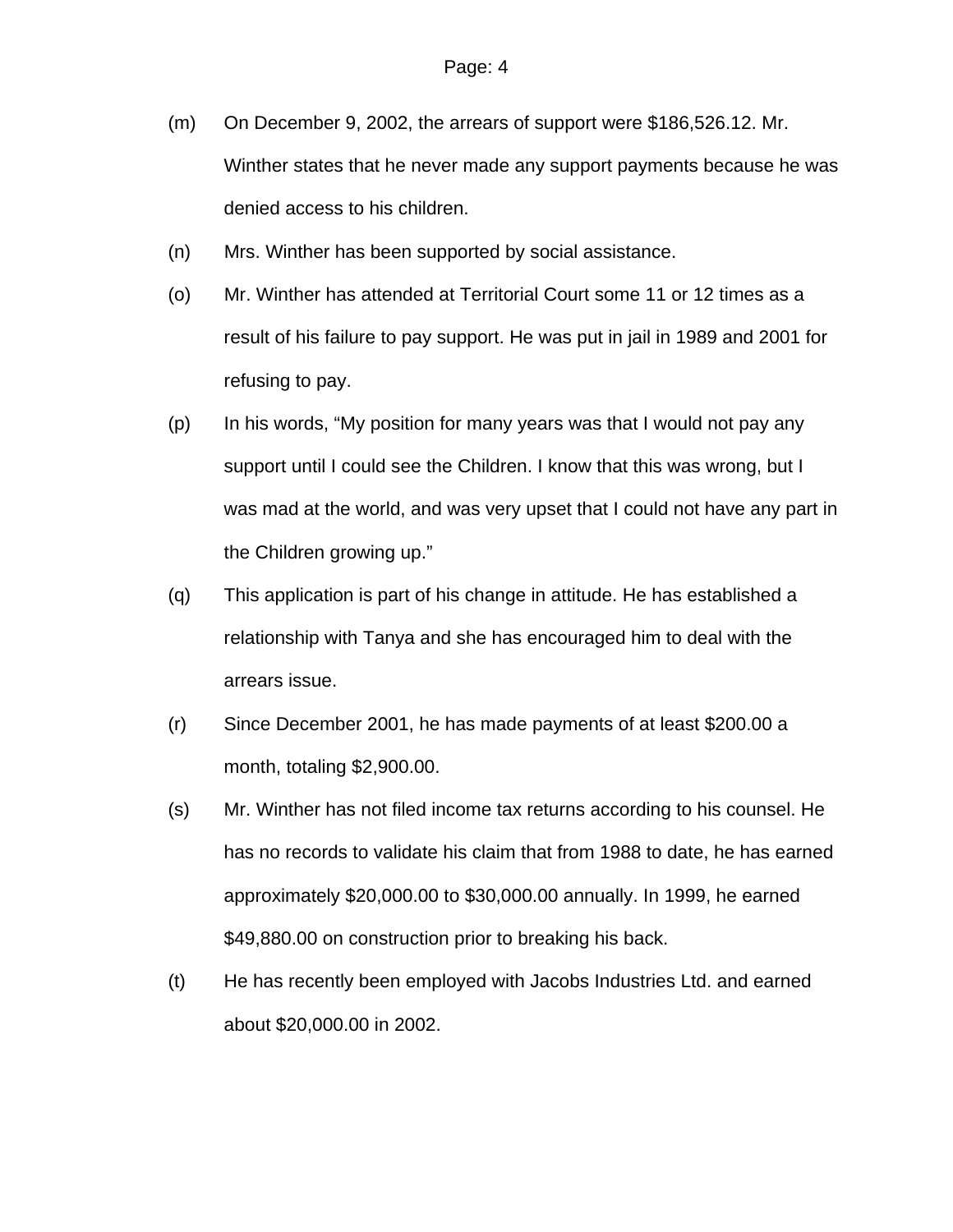(m) On December 9, 2002, the arrears of support were $186,526.12. Mr. Winther states that he never made any support payments because he was denied access to his children.

(n) Mrs. Winther has been supported by social assistance.

(o) Mr. Winther has attended at Territorial Court some 11 or 12 times as a result of his failure to pay support. He was put in jail in 1989 and 2001 for refusing to pay.

(p) In his words, "My position for many years was that I would not pay any support until I could see the Children. I know that this was wrong, but I was mad at the world, and was very upset that I could not have any part in the Children growing up."

(q) This application is part of his change in attitude. He has established a relationship with Tanya and she has encouraged him to deal with the arrears issue.

(r) Since December 2001, he has made payments of at least $200.00 a month, totaling $2,900.00.

(s) Mr. Winther has not filed income tax returns according to his counsel. He has no records to validate his claim that from 1988 to date, he has earned approximately $20,000.00 to $30,000.00 annually. In 1999, he earned $49,880.00 on construction prior to breaking his back.

(t) He has recently been employed with Jacobs Industries Ltd. and earned about $20,000.00 in 2002.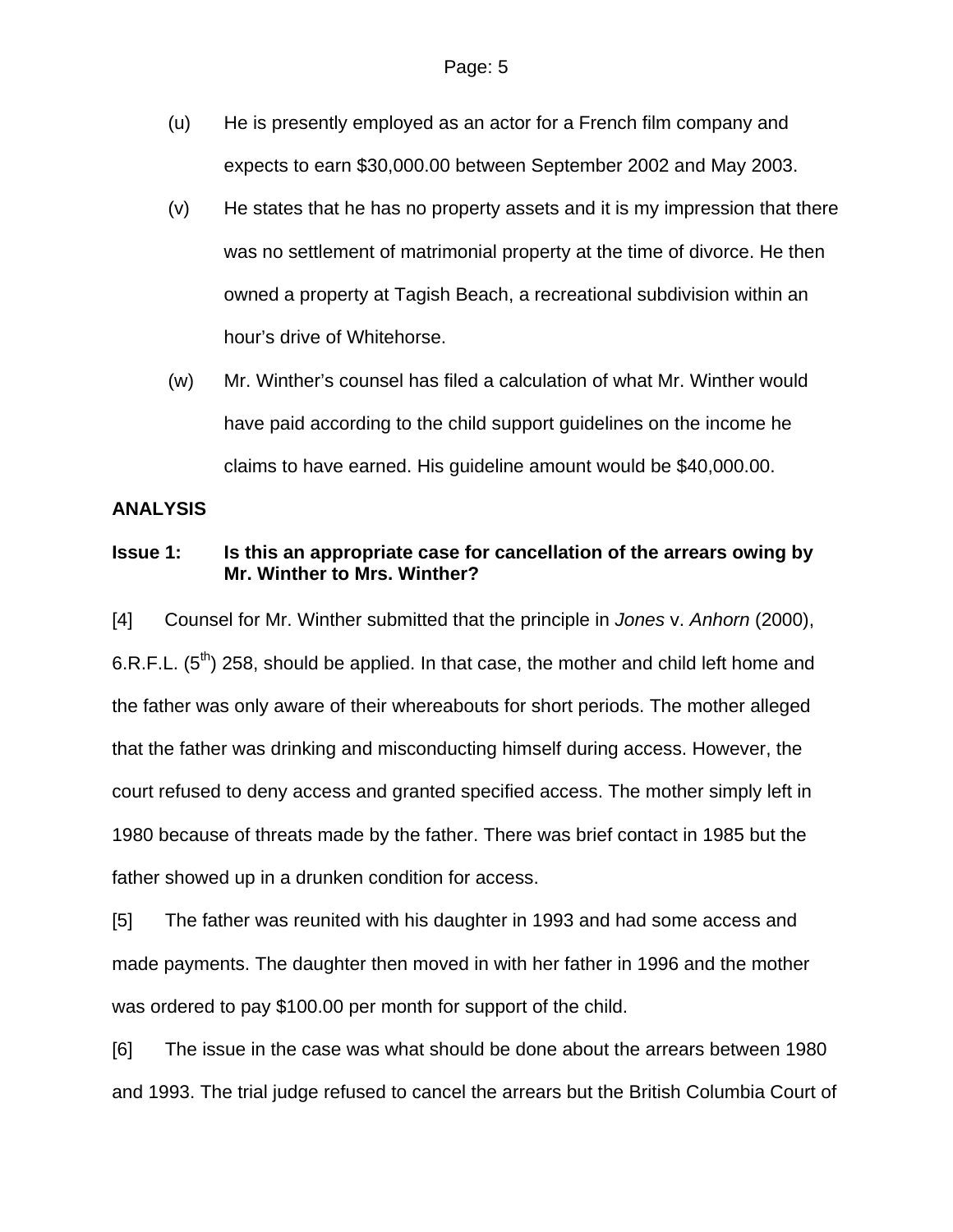(u) He is presently employed as an actor for a French film company and expects to earn $30,000.00 between September 2002 and May 2003.

(v) He states that he has no property assets and it is my impression that there was no settlement of matrimonial property at the time of divorce. He then owned a property at Tagish Beach, a recreational subdivision within an hour's drive of Whitehorse.

(w) Mr. Winther's counsel has filed a calculation of what Mr. Winther would have paid according to the child support guidelines on the income he claims to have earned. His guideline amount would be $40,000.00.

**ANALYSIS**

**Issue 1: Is this an appropriate case for cancellation of the arrears owing by Mr. Winther to Mrs. Winther?**

[4] Counsel for Mr. Winther submitted that the principle in *Jones* v. *Anhorn* (2000), 6.R.F.L. (5th) 258, should be applied. In that case, the mother and child left home and the father was only aware of their whereabouts for short periods. The mother alleged that the father was drinking and misconducting himself during access. However, the court refused to deny access and granted specified access. The mother simply left in 1980 because of threats made by the father. There was brief contact in 1985 but the father showed up in a drunken condition for access.

[5] The father was reunited with his daughter in 1993 and had some access and made payments. The daughter then moved in with her father in 1996 and the mother was ordered to pay $100.00 per month for support of the child.

[6] The issue in the case was what should be done about the arrears between 1980 and 1993. The trial judge refused to cancel the arrears but the British Columbia Court of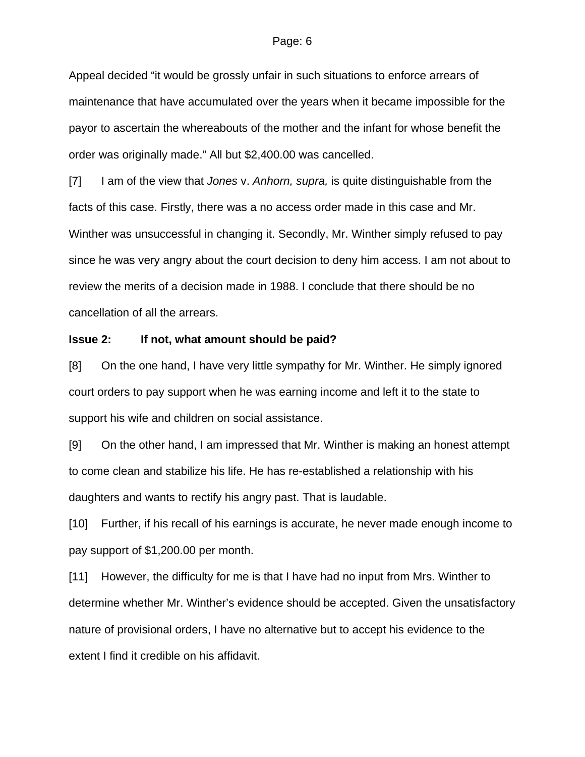Appeal decided "it would be grossly unfair in such situations to enforce arrears of maintenance that have accumulated over the years when it became impossible for the payor to ascertain the whereabouts of the mother and the infant for whose benefit the order was originally made." All but $2,400.00 was cancelled.

[7] I am of the view that *Jones* v. *Anhorn, supra,* is quite distinguishable from the facts of this case. Firstly, there was a no access order made in this case and Mr. Winther was unsuccessful in changing it. Secondly, Mr. Winther simply refused to pay since he was very angry about the court decision to deny him access. I am not about to review the merits of a decision made in 1988. I conclude that there should be no cancellation of all the arrears.

**Issue 2: If not, what amount should be paid?**

[8] On the one hand, I have very little sympathy for Mr. Winther. He simply ignored court orders to pay support when he was earning income and left it to the state to support his wife and children on social assistance.

[9] On the other hand, I am impressed that Mr. Winther is making an honest attempt to come clean and stabilize his life. He has re-established a relationship with his daughters and wants to rectify his angry past. That is laudable.

[10] Further, if his recall of his earnings is accurate, he never made enough income to pay support of $1,200.00 per month.

[11] However, the difficulty for me is that I have had no input from Mrs. Winther to determine whether Mr. Winther's evidence should be accepted. Given the unsatisfactory nature of provisional orders, I have no alternative but to accept his evidence to the extent I find it credible on his affidavit.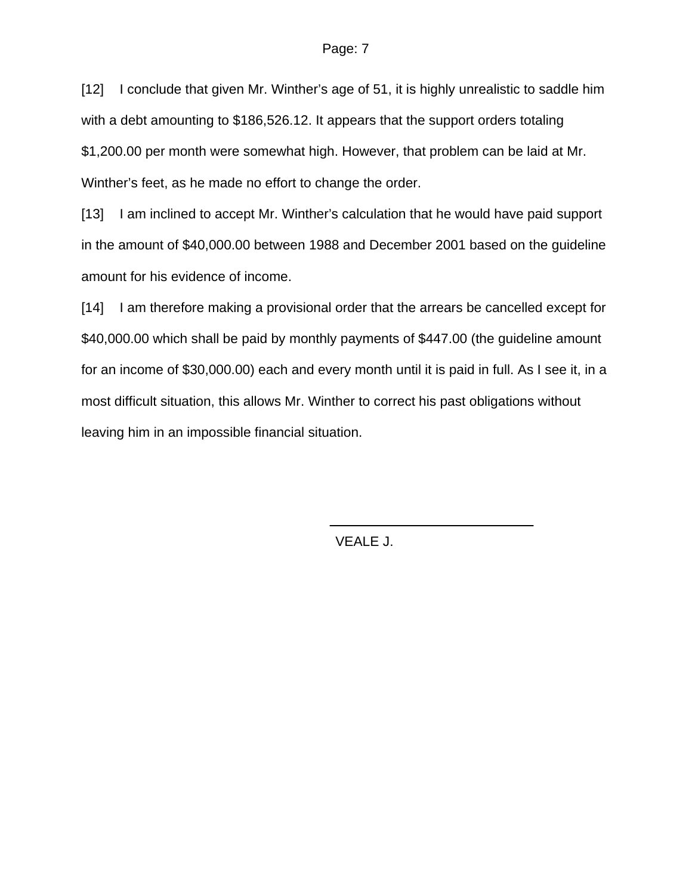[12] I conclude that given Mr. Winther's age of 51, it is highly unrealistic to saddle him with a debt amounting to $186,526.12. It appears that the support orders totaling $1,200.00 per month were somewhat high. However, that problem can be laid at Mr. Winther's feet, as he made no effort to change the order.

[13] I am inclined to accept Mr. Winther's calculation that he would have paid support in the amount of $40,000.00 between 1988 and December 2001 based on the guideline amount for his evidence of income.

[14] I am therefore making a provisional order that the arrears be cancelled except for $40,000.00 which shall be paid by monthly payments of $447.00 (the guideline amount for an income of $30,000.00) each and every month until it is paid in full. As I see it, in a most difficult situation, this allows Mr. Winther to correct his past obligations without leaving him in an impossible financial situation.

VEALE J.